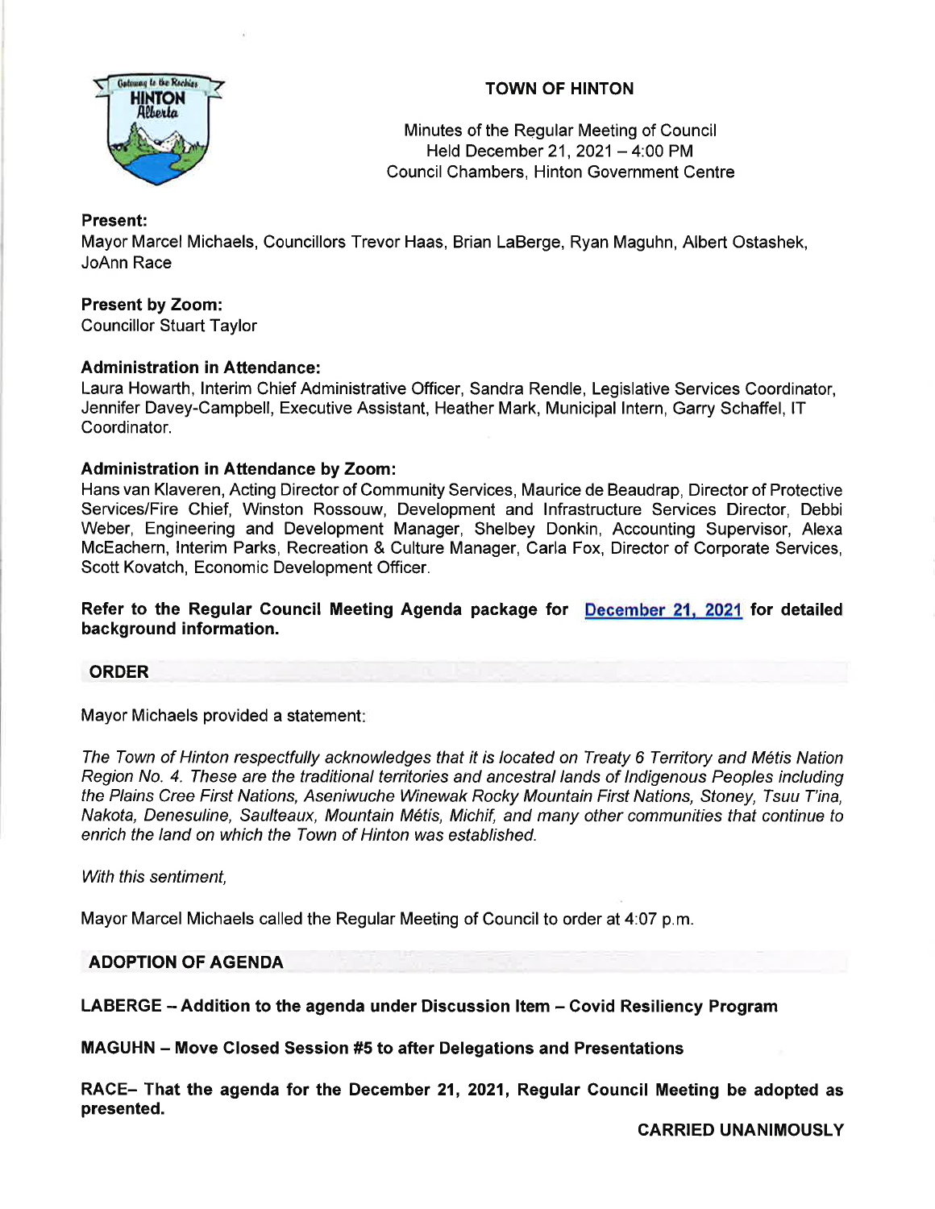# TOWN OF HINTON

Minutes of the Regular Meeting of Council
Held December 21, 2021 – 4:00 PM
Council Chambers, Hinton Government Centre

**Present:**
Mayor Marcel Michaels, Councillors Trevor Haas, Brian LaBerge, Ryan Maguhn, Albert Ostashek, JoAnn Race

**Present by Zoom:**
Councillor Stuart Taylor

**Administration in Attendance:**
Laura Howarth, Interim Chief Administrative Officer, Sandra Rendle, Legislative Services Coordinator, Jennifer Davey-Campbell, Executive Assistant, Heather Mark, Municipal Intern, Garry Schaffel, IT Coordinator.

**Administration in Attendance by Zoom:**
Hans van Klaveren, Acting Director of Community Services, Maurice de Beaudrap, Director of Protective Services/Fire Chief, Winston Rossouw, Development and Infrastructure Services Director, Debbi Weber, Engineering and Development Manager, Shelbey Donkin, Accounting Supervisor, Alexa McEachern, Interim Parks, Recreation & Culture Manager, Carla Fox, Director of Corporate Services, Scott Kovatch, Economic Development Officer.

**Refer to the Regular Council Meeting Agenda package for December 21, 2021 for detailed background information.**

## ORDER

Mayor Michaels provided a statement:

*The Town of Hinton respectfully acknowledges that it is located on Treaty 6 Territory and Métis Nation Region No. 4. These are the traditional territories and ancestral lands of Indigenous Peoples including the Plains Cree First Nations, Aseniwuche Winewak Rocky Mountain First Nations, Stoney, Tsuu T'ina, Nakota, Denesuline, Saulteaux, Mountain Métis, Michif, and many other communities that continue to enrich the land on which the Town of Hinton was established.*

*With this sentiment,*

Mayor Marcel Michaels called the Regular Meeting of Council to order at 4:07 p.m.

## ADOPTION OF AGENDA

**LABERGE – Addition to the agenda under Discussion Item – Covid Resiliency Program**

**MAGUHN – Move Closed Session #5 to after Delegations and Presentations**

**RACE– That the agenda for the December 21, 2021, Regular Council Meeting be adopted as presented.**

**CARRIED UNANIMOUSLY**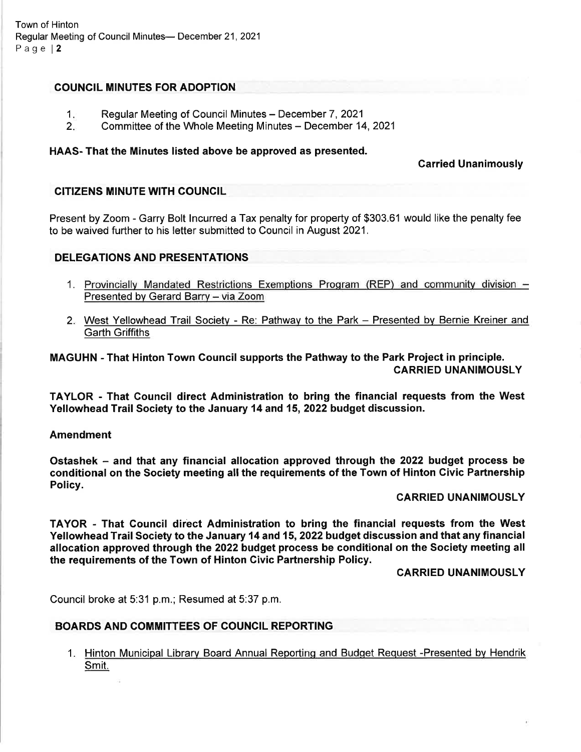## COUNCIL MINUTES FOR ADOPTION

1. Regular Meeting of Council Minutes – December 7, 2021
2. Committee of the Whole Meeting Minutes – December 14, 2021

**HAAS- That the Minutes listed above be approved as presented.**

**Carried Unanimously**

## CITIZENS MINUTE WITH COUNCIL

Present by Zoom - Garry Bolt Incurred a Tax penalty for property of $303.61 would like the penalty fee to be waived further to his letter submitted to Council in August 2021.

## DELEGATIONS AND PRESENTATIONS

1. Provincially Mandated Restrictions Exemptions Program (REP) and community division – Presented by Gerard Barry – via Zoom
2. West Yellowhead Trail Society - Re: Pathway to the Park – Presented by Bernie Kreiner and Garth Griffiths

**MAGUHN - That Hinton Town Council supports the Pathway to the Park Project in principle.**

**CARRIED UNANIMOUSLY**

**TAYLOR - That Council direct Administration to bring the financial requests from the West Yellowhead Trail Society to the January 14 and 15, 2022 budget discussion.**

**Amendment**

**Ostashek – and that any financial allocation approved through the 2022 budget process be conditional on the Society meeting all the requirements of the Town of Hinton Civic Partnership Policy.**

**CARRIED UNANIMOUSLY**

**TAYOR - That Council direct Administration to bring the financial requests from the West Yellowhead Trail Society to the January 14 and 15, 2022 budget discussion and that any financial allocation approved through the 2022 budget process be conditional on the Society meeting all the requirements of the Town of Hinton Civic Partnership Policy.**

**CARRIED UNANIMOUSLY**

Council broke at 5:31 p.m.; Resumed at 5:37 p.m.

## BOARDS AND COMMITTEES OF COUNCIL REPORTING

1. Hinton Municipal Library Board Annual Reporting and Budget Request -Presented by Hendrik Smit.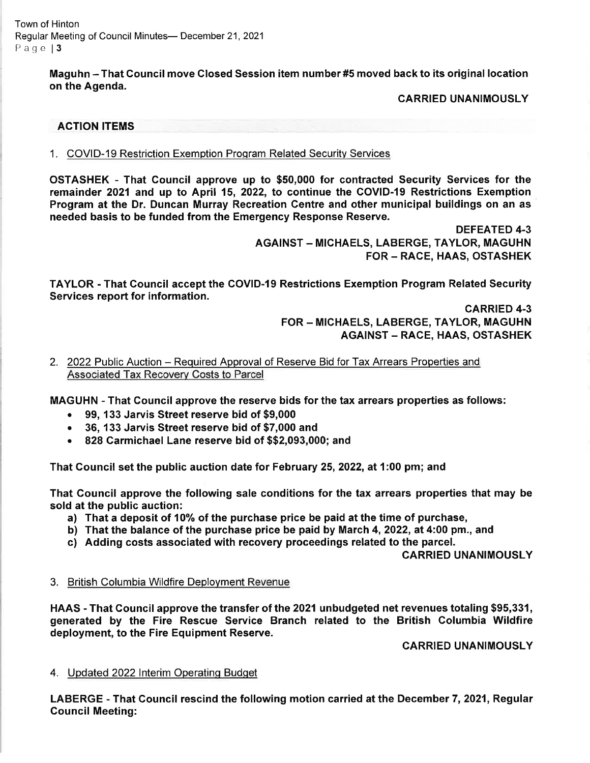**Maguhn – That Council move Closed Session item number #5 moved back to its original location on the Agenda.**

**CARRIED UNANIMOUSLY**

## ACTION ITEMS

1. COVID-19 Restriction Exemption Program Related Security Services

**OSTASHEK - That Council approve up to $50,000 for contracted Security Services for the remainder 2021 and up to April 15, 2022, to continue the COVID-19 Restrictions Exemption Program at the Dr. Duncan Murray Recreation Centre and other municipal buildings on an as needed basis to be funded from the Emergency Response Reserve.**

**DEFEATED 4-3**
**AGAINST – MICHAELS, LABERGE, TAYLOR, MAGUHN**
**FOR – RACE, HAAS, OSTASHEK**

**TAYLOR - That Council accept the COVID-19 Restrictions Exemption Program Related Security Services report for information.**

**CARRIED 4-3**
**FOR – MICHAELS, LABERGE, TAYLOR, MAGUHN**
**AGAINST – RACE, HAAS, OSTASHEK**

2. 2022 Public Auction – Required Approval of Reserve Bid for Tax Arrears Properties and Associated Tax Recovery Costs to Parcel

**MAGUHN - That Council approve the reserve bids for the tax arrears properties as follows:**

- **99, 133 Jarvis Street reserve bid of $9,000**
- **36, 133 Jarvis Street reserve bid of $7,000 and**
- **828 Carmichael Lane reserve bid of $$2,093,000; and**

**That Council set the public auction date for February 25, 2022, at 1:00 pm; and**

**That Council approve the following sale conditions for the tax arrears properties that may be sold at the public auction:**

- **a) That a deposit of 10% of the purchase price be paid at the time of purchase,**
- **b) That the balance of the purchase price be paid by March 4, 2022, at 4:00 pm., and**
- **c) Adding costs associated with recovery proceedings related to the parcel.**

**CARRIED UNANIMOUSLY**

3. British Columbia Wildfire Deployment Revenue

**HAAS - That Council approve the transfer of the 2021 unbudgeted net revenues totaling $95,331, generated by the Fire Rescue Service Branch related to the British Columbia Wildfire deployment, to the Fire Equipment Reserve.**

**CARRIED UNANIMOUSLY**

4. Updated 2022 Interim Operating Budget

**LABERGE - That Council rescind the following motion carried at the December 7, 2021, Regular Council Meeting:**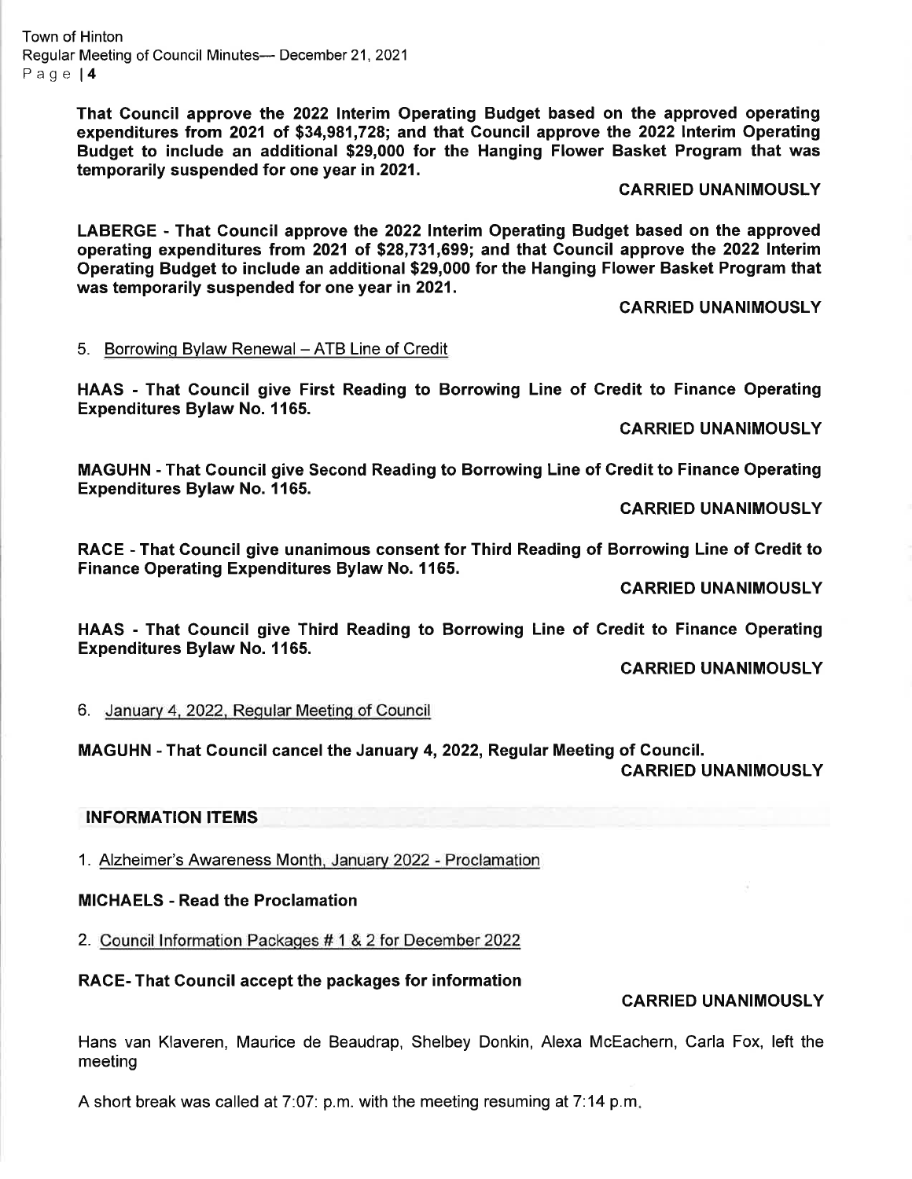**That Council approve the 2022 Interim Operating Budget based on the approved operating expenditures from 2021 of $34,981,728; and that Council approve the 2022 Interim Operating Budget to include an additional $29,000 for the Hanging Flower Basket Program that was temporarily suspended for one year in 2021.**

**CARRIED UNANIMOUSLY**

**LABERGE - That Council approve the 2022 Interim Operating Budget based on the approved operating expenditures from 2021 of $28,731,699; and that Council approve the 2022 Interim Operating Budget to include an additional $29,000 for the Hanging Flower Basket Program that was temporarily suspended for one year in 2021.**

**CARRIED UNANIMOUSLY**

5. Borrowing Bylaw Renewal – ATB Line of Credit

**HAAS - That Council give First Reading to Borrowing Line of Credit to Finance Operating Expenditures Bylaw No. 1165.**

**CARRIED UNANIMOUSLY**

**MAGUHN - That Council give Second Reading to Borrowing Line of Credit to Finance Operating Expenditures Bylaw No. 1165.**

**CARRIED UNANIMOUSLY**

**RACE - That Council give unanimous consent for Third Reading of Borrowing Line of Credit to Finance Operating Expenditures Bylaw No. 1165.**

**CARRIED UNANIMOUSLY**

**HAAS - That Council give Third Reading to Borrowing Line of Credit to Finance Operating Expenditures Bylaw No. 1165.**

**CARRIED UNANIMOUSLY**

6. January 4, 2022, Regular Meeting of Council

**MAGUHN - That Council cancel the January 4, 2022, Regular Meeting of Council.**

**CARRIED UNANIMOUSLY**

## INFORMATION ITEMS

1. Alzheimer's Awareness Month, January 2022 - Proclamation

**MICHAELS - Read the Proclamation**

2. Council Information Packages # 1 & 2 for December 2022

**RACE- That Council accept the packages for information**

**CARRIED UNANIMOUSLY**

Hans van Klaveren, Maurice de Beaudrap, Shelbey Donkin, Alexa McEachern, Carla Fox, left the meeting

A short break was called at 7:07: p.m. with the meeting resuming at 7:14 p.m.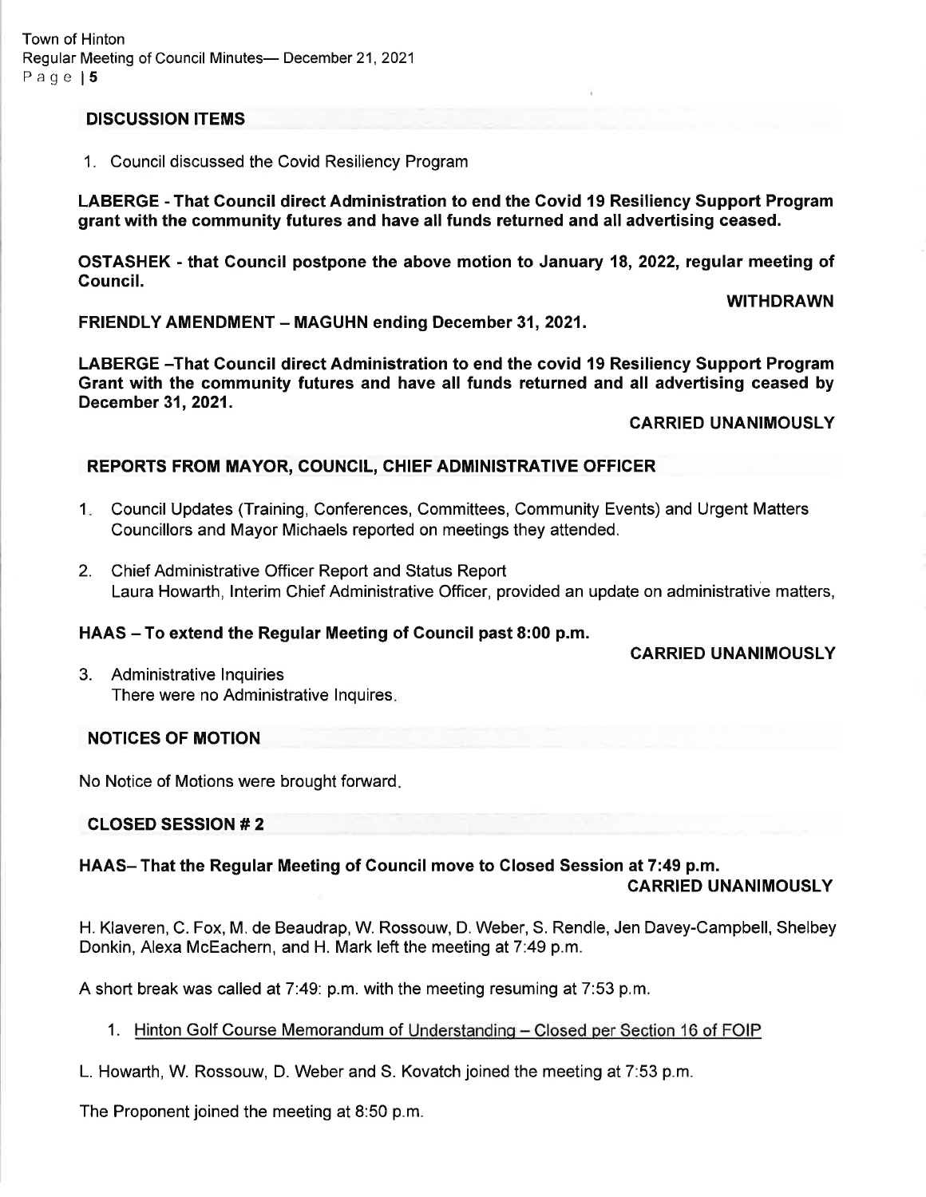## DISCUSSION ITEMS

1. Council discussed the Covid Resiliency Program

**LABERGE - That Council direct Administration to end the Covid 19 Resiliency Support Program grant with the community futures and have all funds returned and all advertising ceased.**

**OSTASHEK - that Council postpone the above motion to January 18, 2022, regular meeting of Council.**

**WITHDRAWN**

**FRIENDLY AMENDMENT – MAGUHN ending December 31, 2021.**

**LABERGE –That Council direct Administration to end the covid 19 Resiliency Support Program Grant with the community futures and have all funds returned and all advertising ceased by December 31, 2021.**

**CARRIED UNANIMOUSLY**

## REPORTS FROM MAYOR, COUNCIL, CHIEF ADMINISTRATIVE OFFICER

1. Council Updates (Training, Conferences, Committees, Community Events) and Urgent Matters
   Councillors and Mayor Michaels reported on meetings they attended.

2. Chief Administrative Officer Report and Status Report
   Laura Howarth, Interim Chief Administrative Officer, provided an update on administrative matters,

**HAAS – To extend the Regular Meeting of Council past 8:00 p.m.**

**CARRIED UNANIMOUSLY**

3. Administrative Inquiries
   There were no Administrative Inquires.

## NOTICES OF MOTION

No Notice of Motions were brought forward.

## CLOSED SESSION # 2

**HAAS– That the Regular Meeting of Council move to Closed Session at 7:49 p.m.**

**CARRIED UNANIMOUSLY**

H. Klaveren, C. Fox, M. de Beaudrap, W. Rossouw, D. Weber, S. Rendle, Jen Davey-Campbell, Shelbey Donkin, Alexa McEachern, and H. Mark left the meeting at 7:49 p.m.

A short break was called at 7:49: p.m. with the meeting resuming at 7:53 p.m.

1. Hinton Golf Course Memorandum of Understanding – Closed per Section 16 of FOIP

L. Howarth, W. Rossouw, D. Weber and S. Kovatch joined the meeting at 7:53 p.m.

The Proponent joined the meeting at 8:50 p.m.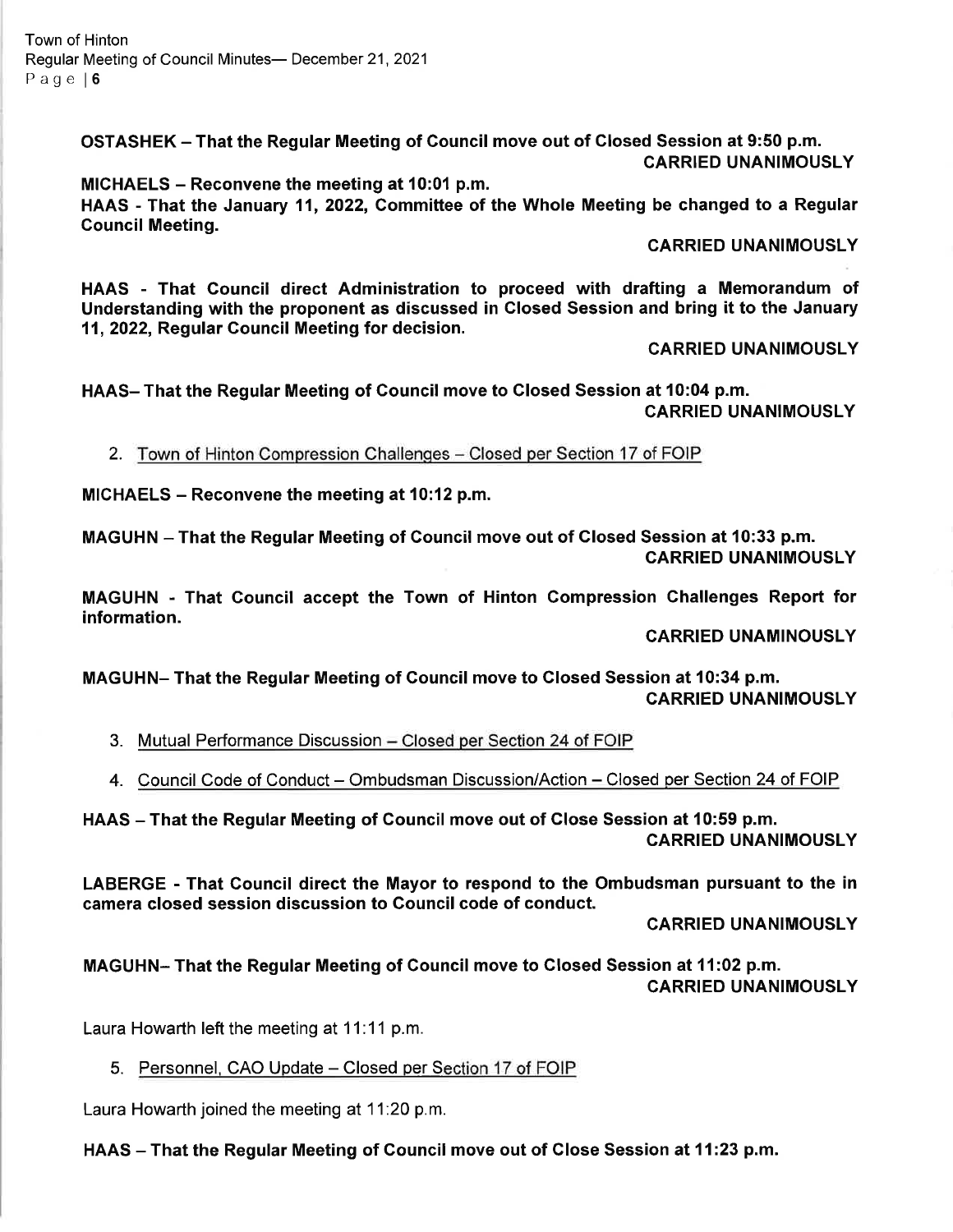**OSTASHEK – That the Regular Meeting of Council move out of Closed Session at 9:50 p.m.**
**CARRIED UNANIMOUSLY**

**MICHAELS – Reconvene the meeting at 10:01 p.m.**

**HAAS - That the January 11, 2022, Committee of the Whole Meeting be changed to a Regular Council Meeting.**
**CARRIED UNANIMOUSLY**

**HAAS - That Council direct Administration to proceed with drafting a Memorandum of Understanding with the proponent as discussed in Closed Session and bring it to the January 11, 2022, Regular Council Meeting for decision.**
**CARRIED UNANIMOUSLY**

**HAAS– That the Regular Meeting of Council move to Closed Session at 10:04 p.m.**
**CARRIED UNANIMOUSLY**

2. Town of Hinton Compression Challenges – Closed per Section 17 of FOIP

**MICHAELS – Reconvene the meeting at 10:12 p.m.**

**MAGUHN – That the Regular Meeting of Council move out of Closed Session at 10:33 p.m.**
**CARRIED UNANIMOUSLY**

**MAGUHN - That Council accept the Town of Hinton Compression Challenges Report for information.**
**CARRIED UNAMINOUSLY**

**MAGUHN– That the Regular Meeting of Council move to Closed Session at 10:34 p.m.**
**CARRIED UNANIMOUSLY**

3. Mutual Performance Discussion – Closed per Section 24 of FOIP

4. Council Code of Conduct – Ombudsman Discussion/Action – Closed per Section 24 of FOIP

**HAAS – That the Regular Meeting of Council move out of Close Session at 10:59 p.m.**
**CARRIED UNANIMOUSLY**

**LABERGE - That Council direct the Mayor to respond to the Ombudsman pursuant to the in camera closed session discussion to Council code of conduct.**
**CARRIED UNANIMOUSLY**

**MAGUHN– That the Regular Meeting of Council move to Closed Session at 11:02 p.m.**
**CARRIED UNANIMOUSLY**

Laura Howarth left the meeting at 11:11 p.m.

5. Personnel, CAO Update – Closed per Section 17 of FOIP

Laura Howarth joined the meeting at 11:20 p.m.

**HAAS – That the Regular Meeting of Council move out of Close Session at 11:23 p.m.**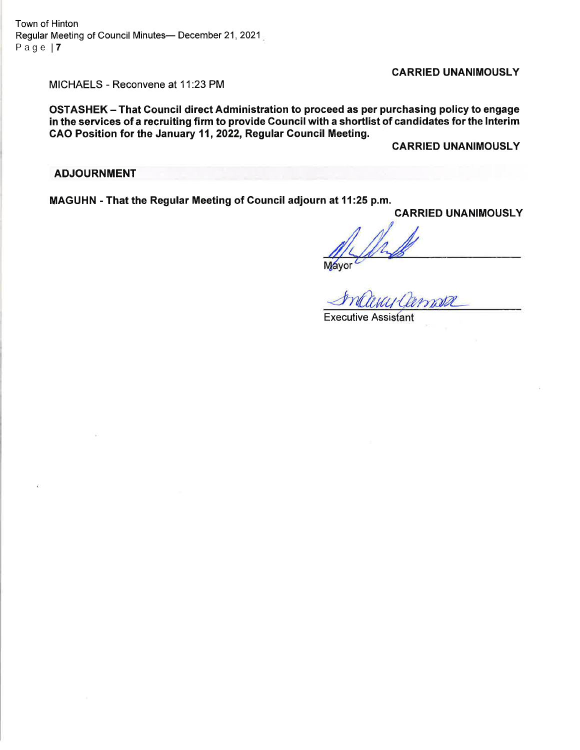**CARRIED UNANIMOUSLY**

MICHAELS - Reconvene at 11:23 PM

**OSTASHEK – That Council direct Administration to proceed as per purchasing policy to engage in the services of a recruiting firm to provide Council with a shortlist of candidates for the Interim CAO Position for the January 11, 2022, Regular Council Meeting.**

**CARRIED UNANIMOUSLY**

## ADJOURNMENT

**MAGUHN - That the Regular Meeting of Council adjourn at 11:25 p.m.**

**CARRIED UNANIMOUSLY**

Mayor

Executive Assistant